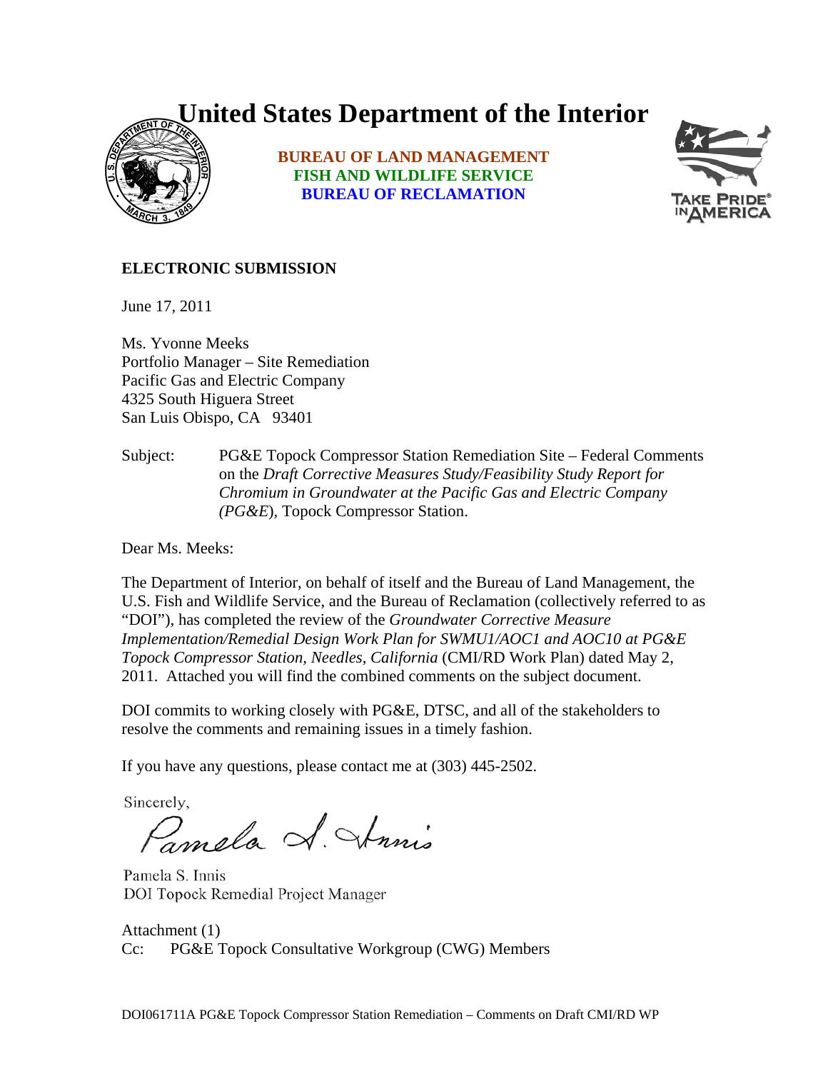# United States Department of the Interior

**BUREAU OF LAND MANAGEMENT**
**FISH AND WILDLIFE SERVICE**
**BUREAU OF RECLAMATION**

**ELECTRONIC SUBMISSION**

June 17, 2011

Ms. Yvonne Meeks
Portfolio Manager – Site Remediation
Pacific Gas and Electric Company
4325 South Higuera Street
San Luis Obispo, CA 93401

Subject: PG&E Topock Compressor Station Remediation Site – Federal Comments on the *Draft Corrective Measures Study/Feasibility Study Report for Chromium in Groundwater at the Pacific Gas and Electric Company (PG&E*), Topock Compressor Station.

Dear Ms. Meeks:

The Department of Interior, on behalf of itself and the Bureau of Land Management, the U.S. Fish and Wildlife Service, and the Bureau of Reclamation (collectively referred to as "DOI"), has completed the review of the *Groundwater Corrective Measure Implementation/Remedial Design Work Plan for SWMU1/AOC1 and AOC10 at PG&E Topock Compressor Station, Needles, California* (CMI/RD Work Plan) dated May 2, 2011. Attached you will find the combined comments on the subject document.

DOI commits to working closely with PG&E, DTSC, and all of the stakeholders to resolve the comments and remaining issues in a timely fashion.

If you have any questions, please contact me at (303) 445-2502.

Sincerely,

Pamela S. Innis
DOI Topock Remedial Project Manager

Attachment (1)
Cc: PG&E Topock Consultative Workgroup (CWG) Members

DOI061711A PG&E Topock Compressor Station Remediation – Comments on Draft CMI/RD WP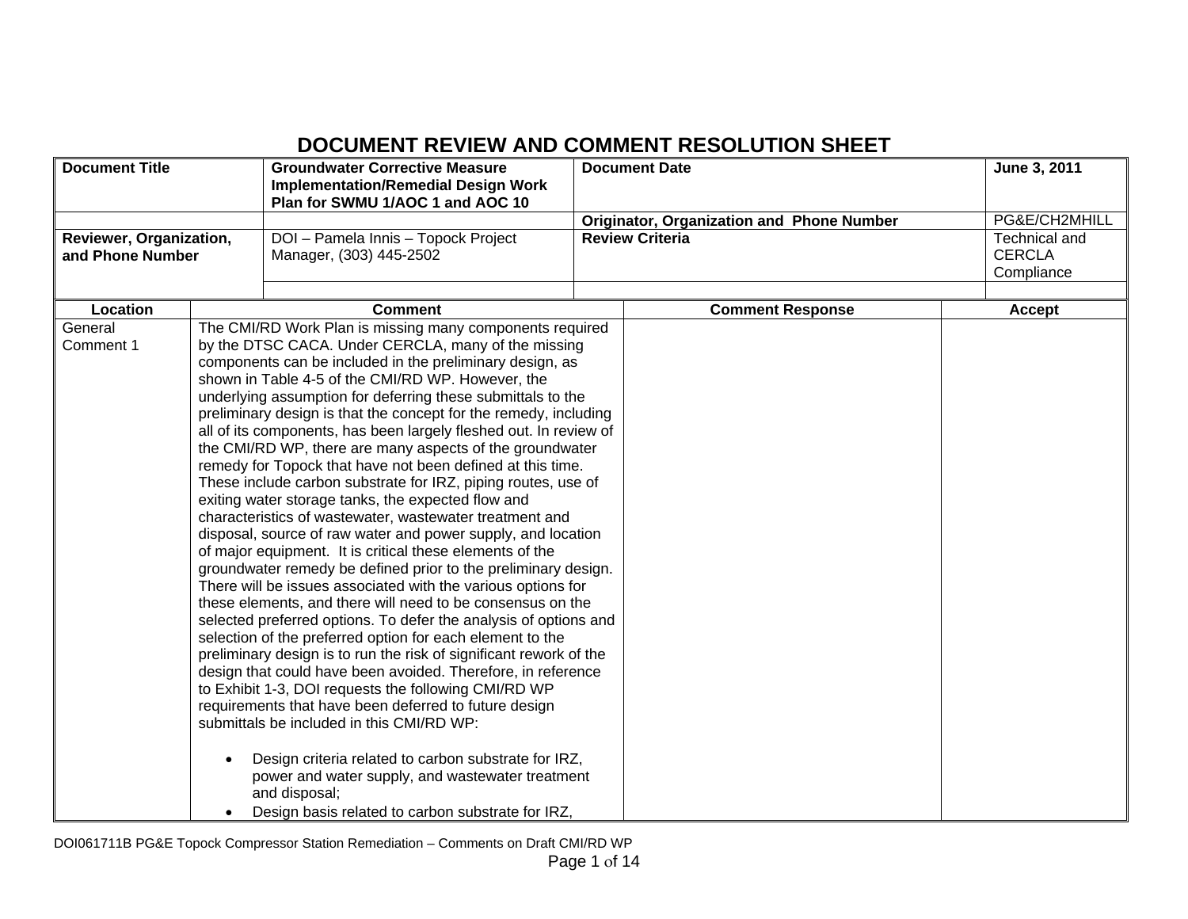# DOCUMENT REVIEW AND COMMENT RESOLUTION SHEET

| Document Title | Groundwater Corrective Measure Implementation/Remedial Design Work Plan for SWMU 1/AOC 1 and AOC 10 | Document Date | June 3, 2011 |
|---|---|---|---|
| | | Originator, Organization and Phone Number | PG&E/CH2MHILL |
| Reviewer, Organization, and Phone Number | DOI – Pamela Innis – Topock Project Manager, (303) 445-2502 | Review Criteria | Technical and CERCLA Compliance |

| Location | Comment | Comment Response | Accept |
|---|---|---|---|
| General Comment 1 | The CMI/RD Work Plan is missing many components required by the DTSC CACA. Under CERCLA, many of the missing components can be included in the preliminary design, as shown in Table 4-5 of the CMI/RD WP. However, the underlying assumption for deferring these submittals to the preliminary design is that the concept for the remedy, including all of its components, has been largely fleshed out. In review of the CMI/RD WP, there are many aspects of the groundwater remedy for Topock that have not been defined at this time. These include carbon substrate for IRZ, piping routes, use of exiting water storage tanks, the expected flow and characteristics of wastewater, wastewater treatment and disposal, source of raw water and power supply, and location of major equipment. It is critical these elements of the groundwater remedy be defined prior to the preliminary design. There will be issues associated with the various options for these elements, and there will need to be consensus on the selected preferred options. To defer the analysis of options and selection of the preferred option for each element to the preliminary design is to run the risk of significant rework of the design that could have been avoided. Therefore, in reference to Exhibit 1-3, DOI requests the following CMI/RD WP requirements that have been deferred to future design submittals be included in this CMI/RD WP:<br><br>• Design criteria related to carbon substrate for IRZ, power and water supply, and wastewater treatment and disposal;<br>• Design basis related to carbon substrate for IRZ, | | |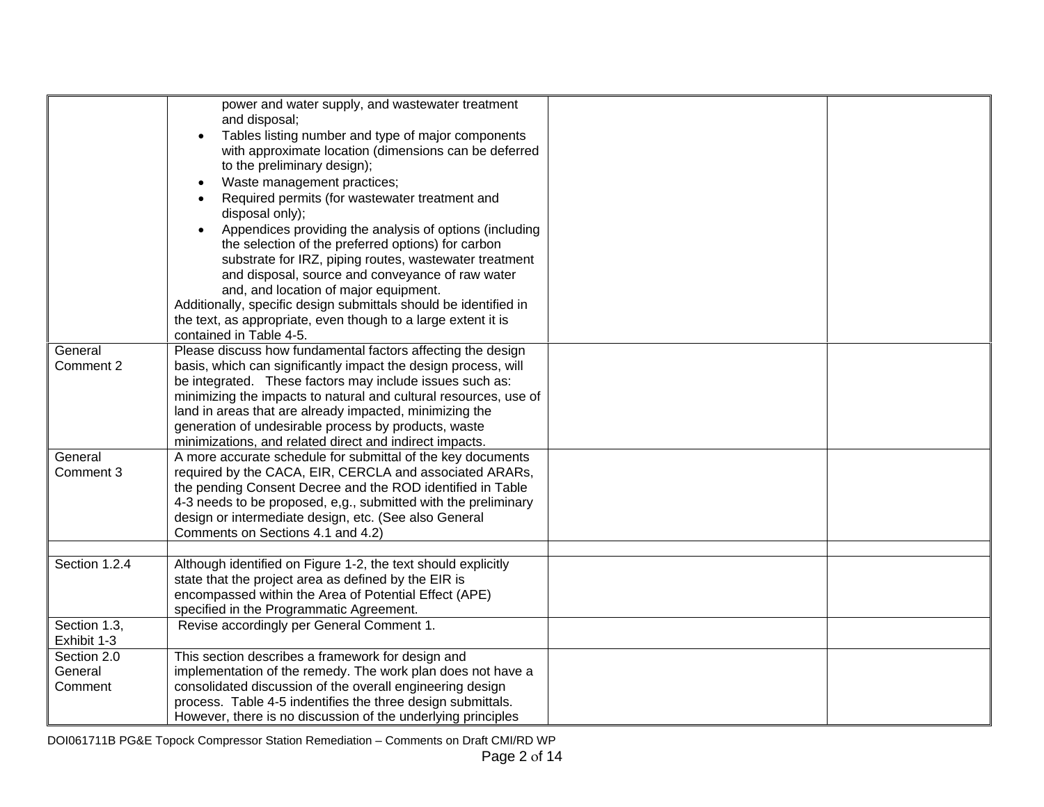| | | | |
|---|---|---|---|
| | power and water supply, and wastewater treatment and disposal;<br>• Tables listing number and type of major components with approximate location (dimensions can be deferred to the preliminary design);<br>• Waste management practices;<br>• Required permits (for wastewater treatment and disposal only);<br>• Appendices providing the analysis of options (including the selection of the preferred options) for carbon substrate for IRZ, piping routes, wastewater treatment and disposal, source and conveyance of raw water and, and location of major equipment.<br>Additionally, specific design submittals should be identified in the text, as appropriate, even though to a large extent it is contained in Table 4-5. | | |
| General Comment 2 | Please discuss how fundamental factors affecting the design basis, which can significantly impact the design process, will be integrated. These factors may include issues such as: minimizing the impacts to natural and cultural resources, use of land in areas that are already impacted, minimizing the generation of undesirable process by products, waste minimizations, and related direct and indirect impacts. | | |
| General Comment 3 | A more accurate schedule for submittal of the key documents required by the CACA, EIR, CERCLA and associated ARARs, the pending Consent Decree and the ROD identified in Table 4-3 needs to be proposed, e,g., submitted with the preliminary design or intermediate design, etc. (See also General Comments on Sections 4.1 and 4.2) | | |
| | | | |
| Section 1.2.4 | Although identified on Figure 1-2, the text should explicitly state that the project area as defined by the EIR is encompassed within the Area of Potential Effect (APE) specified in the Programmatic Agreement. | | |
| Section 1.3, Exhibit 1-3 | Revise accordingly per General Comment 1. | | |
| Section 2.0 General Comment | This section describes a framework for design and implementation of the remedy. The work plan does not have a consolidated discussion of the overall engineering design process. Table 4-5 indentifies the three design submittals. However, there is no discussion of the underlying principles | | |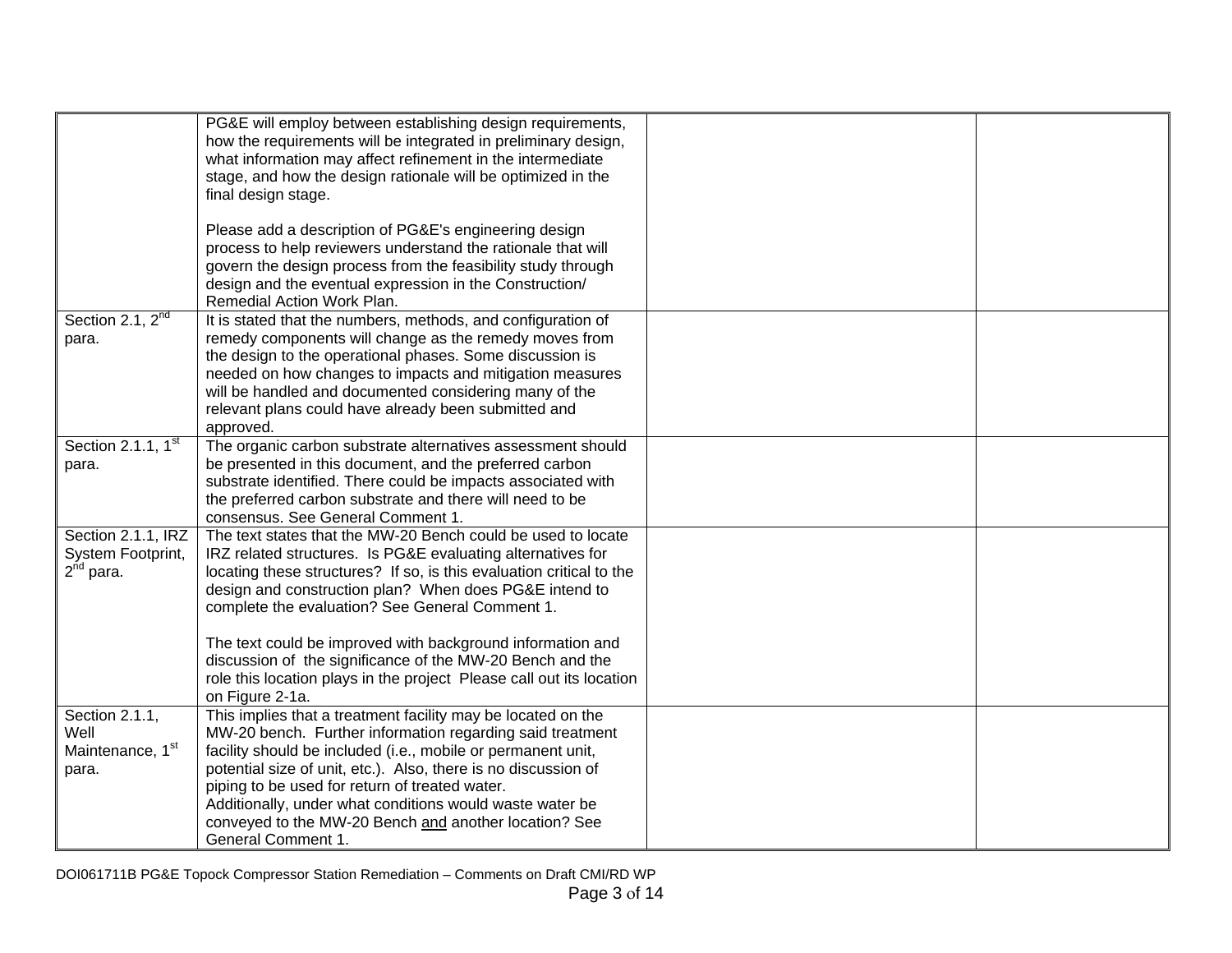| | | | |
|---|---|---|---|
| | PG&E will employ between establishing design requirements, how the requirements will be integrated in preliminary design, what information may affect refinement in the intermediate stage, and how the design rationale will be optimized in the final design stage.<br><br>Please add a description of PG&E's engineering design process to help reviewers understand the rationale that will govern the design process from the feasibility study through design and the eventual expression in the Construction/ Remedial Action Work Plan. | | |
| Section 2.1, 2nd para. | It is stated that the numbers, methods, and configuration of remedy components will change as the remedy moves from the design to the operational phases. Some discussion is needed on how changes to impacts and mitigation measures will be handled and documented considering many of the relevant plans could have already been submitted and approved. | | |
| Section 2.1.1, 1st para. | The organic carbon substrate alternatives assessment should be presented in this document, and the preferred carbon substrate identified. There could be impacts associated with the preferred carbon substrate and there will need to be consensus. See General Comment 1. | | |
| Section 2.1.1, IRZ System Footprint, 2nd para. | The text states that the MW-20 Bench could be used to locate IRZ related structures. Is PG&E evaluating alternatives for locating these structures? If so, is this evaluation critical to the design and construction plan? When does PG&E intend to complete the evaluation? See General Comment 1.<br><br>The text could be improved with background information and discussion of the significance of the MW-20 Bench and the role this location plays in the project Please call out its location on Figure 2-1a. | | |
| Section 2.1.1, Well Maintenance, 1st para. | This implies that a treatment facility may be located on the MW-20 bench. Further information regarding said treatment facility should be included (i.e., mobile or permanent unit, potential size of unit, etc.). Also, there is no discussion of piping to be used for return of treated water.<br>Additionally, under what conditions would waste water be conveyed to the MW-20 Bench and another location? See General Comment 1. | | |

DOI061711B PG&E Topock Compressor Station Remediation – Comments on Draft CMI/RD WP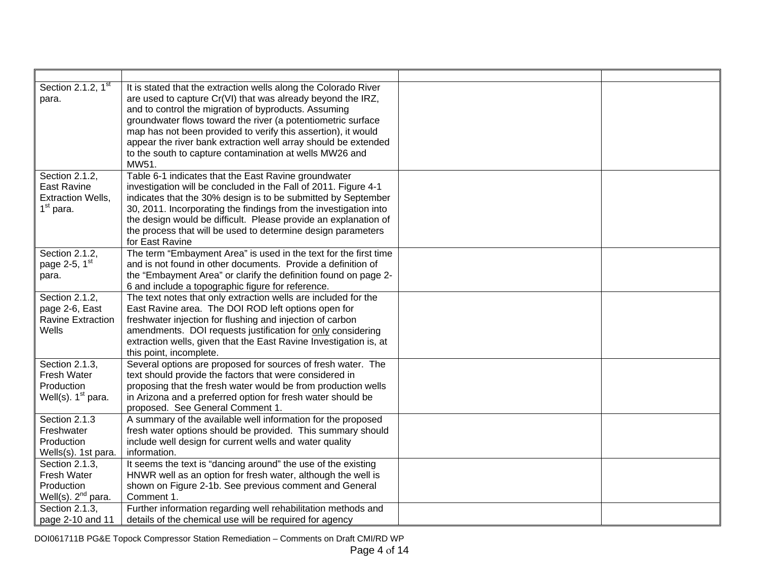| | | | |
|---|---|---|---|
| Section 2.1.2, 1st para. | It is stated that the extraction wells along the Colorado River are used to capture Cr(VI) that was already beyond the IRZ, and to control the migration of byproducts. Assuming groundwater flows toward the river (a potentiometric surface map has not been provided to verify this assertion), it would appear the river bank extraction well array should be extended to the south to capture contamination at wells MW26 and MW51. | | |
| Section 2.1.2, East Ravine Extraction Wells, 1st para. | Table 6-1 indicates that the East Ravine groundwater investigation will be concluded in the Fall of 2011. Figure 4-1 indicates that the 30% design is to be submitted by September 30, 2011. Incorporating the findings from the investigation into the design would be difficult. Please provide an explanation of the process that will be used to determine design parameters for East Ravine | | |
| Section 2.1.2, page 2-5, 1st para. | The term "Embayment Area" is used in the text for the first time and is not found in other documents. Provide a definition of the "Embayment Area" or clarify the definition found on page 2-6 and include a topographic figure for reference. | | |
| Section 2.1.2, page 2-6, East Ravine Extraction Wells | The text notes that only extraction wells are included for the East Ravine area. The DOI ROD left options open for freshwater injection for flushing and injection of carbon amendments. DOI requests justification for only considering extraction wells, given that the East Ravine Investigation is, at this point, incomplete. | | |
| Section 2.1.3, Fresh Water Production Well(s). 1st para. | Several options are proposed for sources of fresh water. The text should provide the factors that were considered in proposing that the fresh water would be from production wells in Arizona and a preferred option for fresh water should be proposed. See General Comment 1. | | |
| Section 2.1.3 Freshwater Production Wells(s). 1st para. | A summary of the available well information for the proposed fresh water options should be provided. This summary should include well design for current wells and water quality information. | | |
| Section 2.1.3, Fresh Water Production Well(s). 2nd para. | It seems the text is "dancing around" the use of the existing HNWR well as an option for fresh water, although the well is shown on Figure 2-1b. See previous comment and General Comment 1. | | |
| Section 2.1.3, page 2-10 and 11 | Further information regarding well rehabilitation methods and details of the chemical use will be required for agency | | |

DOI061711B PG&E Topock Compressor Station Remediation – Comments on Draft CMI/RD WP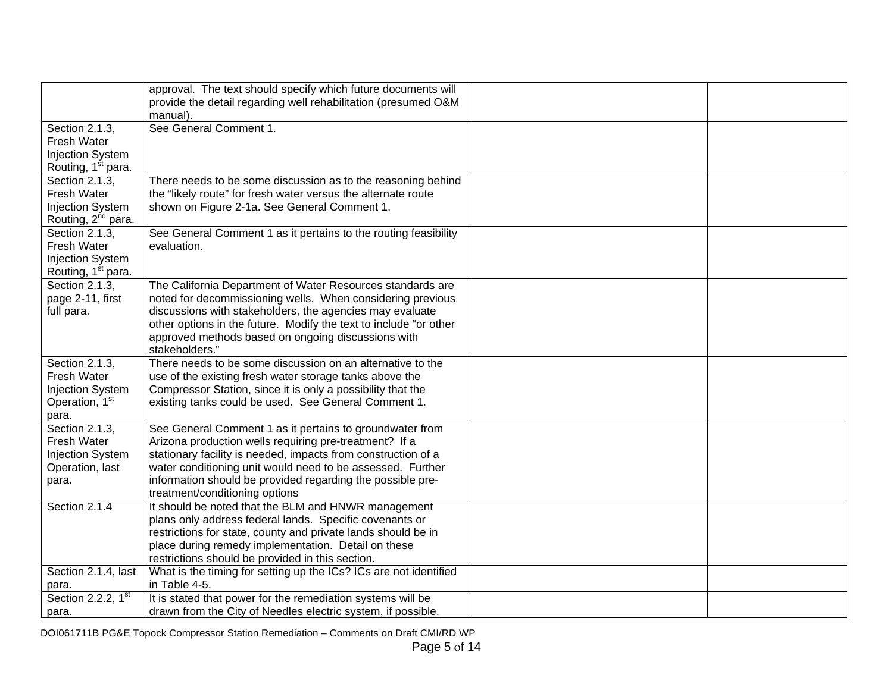| | | | |
|---|---|---|---|
| | approval. The text should specify which future documents will provide the detail regarding well rehabilitation (presumed O&M manual). | | |
| Section 2.1.3, Fresh Water Injection System Routing, 1st para. | See General Comment 1. | | |
| Section 2.1.3, Fresh Water Injection System Routing, 2nd para. | There needs to be some discussion as to the reasoning behind the "likely route" for fresh water versus the alternate route shown on Figure 2-1a. See General Comment 1. | | |
| Section 2.1.3, Fresh Water Injection System Routing, 1st para. | See General Comment 1 as it pertains to the routing feasibility evaluation. | | |
| Section 2.1.3, page 2-11, first full para. | The California Department of Water Resources standards are noted for decommissioning wells. When considering previous discussions with stakeholders, the agencies may evaluate other options in the future. Modify the text to include "or other approved methods based on ongoing discussions with stakeholders." | | |
| Section 2.1.3, Fresh Water Injection System Operation, 1st para. | There needs to be some discussion on an alternative to the use of the existing fresh water storage tanks above the Compressor Station, since it is only a possibility that the existing tanks could be used. See General Comment 1. | | |
| Section 2.1.3, Fresh Water Injection System Operation, last para. | See General Comment 1 as it pertains to groundwater from Arizona production wells requiring pre-treatment? If a stationary facility is needed, impacts from construction of a water conditioning unit would need to be assessed. Further information should be provided regarding the possible pre-treatment/conditioning options | | |
| Section 2.1.4 | It should be noted that the BLM and HNWR management plans only address federal lands. Specific covenants or restrictions for state, county and private lands should be in place during remedy implementation. Detail on these restrictions should be provided in this section. | | |
| Section 2.1.4, last para. | What is the timing for setting up the ICs? ICs are not identified in Table 4-5. | | |
| Section 2.2.2, 1st para. | It is stated that power for the remediation systems will be drawn from the City of Needles electric system, if possible. | | |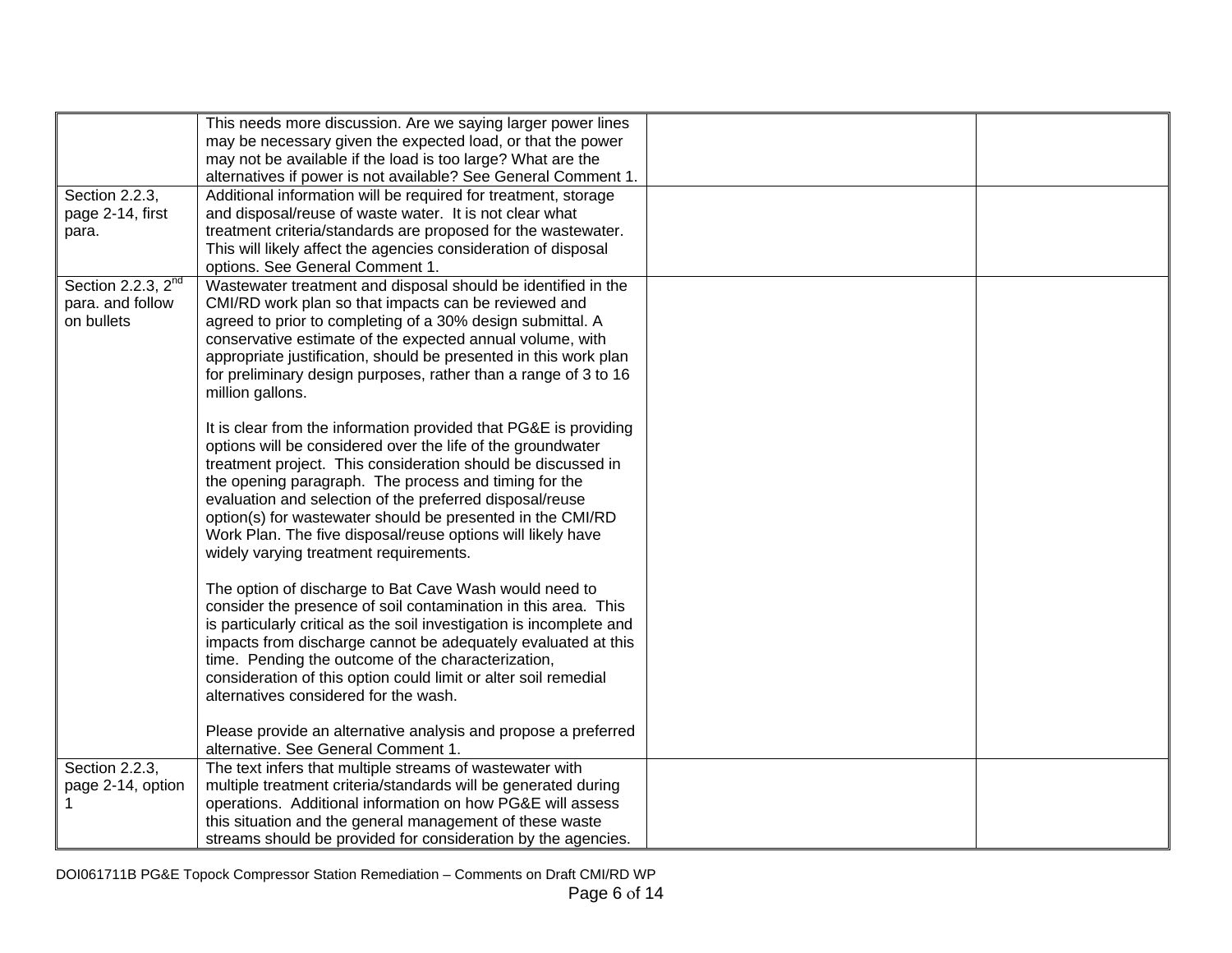| | | | |
|---|---|---|---|
| | This needs more discussion. Are we saying larger power lines may be necessary given the expected load, or that the power may not be available if the load is too large? What are the alternatives if power is not available? See General Comment 1. | | |
| Section 2.2.3, page 2-14, first para. | Additional information will be required for treatment, storage and disposal/reuse of waste water. It is not clear what treatment criteria/standards are proposed for the wastewater. This will likely affect the agencies consideration of disposal options. See General Comment 1. | | |
| Section 2.2.3, 2nd para. and follow on bullets | Wastewater treatment and disposal should be identified in the CMI/RD work plan so that impacts can be reviewed and agreed to prior to completing of a 30% design submittal. A conservative estimate of the expected annual volume, with appropriate justification, should be presented in this work plan for preliminary design purposes, rather than a range of 3 to 16 million gallons.<br><br>It is clear from the information provided that PG&E is providing options will be considered over the life of the groundwater treatment project. This consideration should be discussed in the opening paragraph. The process and timing for the evaluation and selection of the preferred disposal/reuse option(s) for wastewater should be presented in the CMI/RD Work Plan. The five disposal/reuse options will likely have widely varying treatment requirements.<br><br>The option of discharge to Bat Cave Wash would need to consider the presence of soil contamination in this area. This is particularly critical as the soil investigation is incomplete and impacts from discharge cannot be adequately evaluated at this time. Pending the outcome of the characterization, consideration of this option could limit or alter soil remedial alternatives considered for the wash.<br><br>Please provide an alternative analysis and propose a preferred alternative. See General Comment 1. | | |
| Section 2.2.3, page 2-14, option 1 | The text infers that multiple streams of wastewater with multiple treatment criteria/standards will be generated during operations. Additional information on how PG&E will assess this situation and the general management of these waste streams should be provided for consideration by the agencies. | | |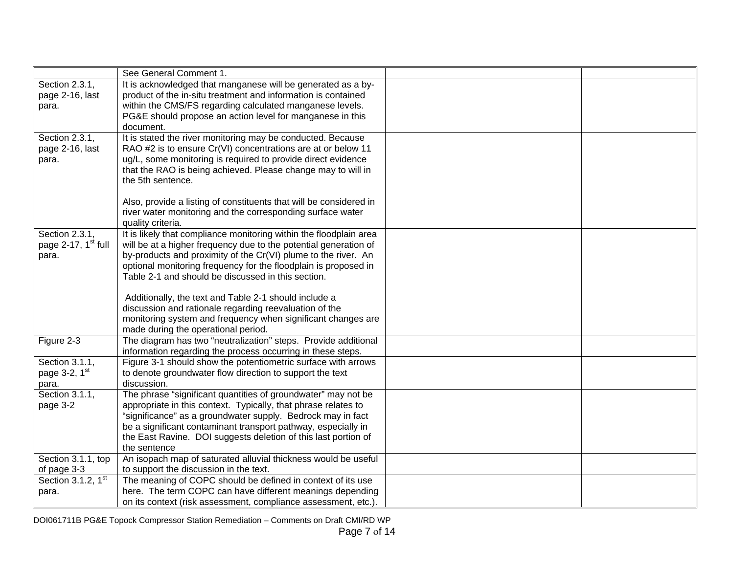|  |  |  |  |
|---|---|---|---|
|  | See General Comment 1. |  |  |
| Section 2.3.1, page 2-16, last para. | It is acknowledged that manganese will be generated as a by-product of the in-situ treatment and information is contained within the CMS/FS regarding calculated manganese levels. PG&E should propose an action level for manganese in this document. |  |  |
| Section 2.3.1, page 2-16, last para. | It is stated the river monitoring may be conducted. Because RAO #2 is to ensure Cr(VI) concentrations are at or below 11 ug/L, some monitoring is required to provide direct evidence that the RAO is being achieved. Please change may to will in the 5th sentence.<br><br>Also, provide a listing of constituents that will be considered in river water monitoring and the corresponding surface water quality criteria. |  |  |
| Section 2.3.1, page 2-17, 1st full para. | It is likely that compliance monitoring within the floodplain area will be at a higher frequency due to the potential generation of by-products and proximity of the Cr(VI) plume to the river. An optional monitoring frequency for the floodplain is proposed in Table 2-1 and should be discussed in this section.<br><br>Additionally, the text and Table 2-1 should include a discussion and rationale regarding reevaluation of the monitoring system and frequency when significant changes are made during the operational period. |  |  |
| Figure 2-3 | The diagram has two "neutralization" steps. Provide additional information regarding the process occurring in these steps. |  |  |
| Section 3.1.1, page 3-2, 1st para. | Figure 3-1 should show the potentiometric surface with arrows to denote groundwater flow direction to support the text discussion. |  |  |
| Section 3.1.1, page 3-2 | The phrase "significant quantities of groundwater" may not be appropriate in this context. Typically, that phrase relates to "significance" as a groundwater supply. Bedrock may in fact be a significant contaminant transport pathway, especially in the East Ravine. DOI suggests deletion of this last portion of the sentence |  |  |
| Section 3.1.1, top of page 3-3 | An isopach map of saturated alluvial thickness would be useful to support the discussion in the text. |  |  |
| Section 3.1.2, 1st para. | The meaning of COPC should be defined in context of its use here. The term COPC can have different meanings depending on its context (risk assessment, compliance assessment, etc.). |  |  |

DOI061711B PG&E Topock Compressor Station Remediation – Comments on Draft CMI/RD WP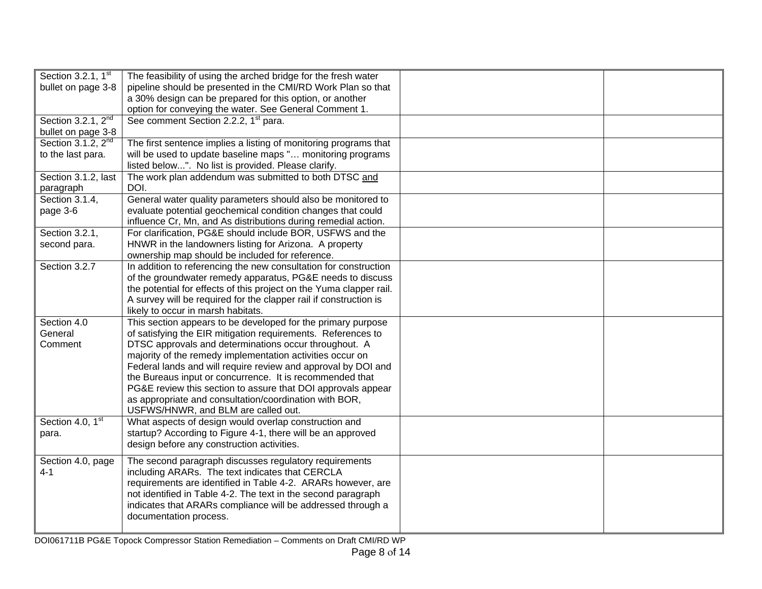| | | | |
|---|---|---|---|
| Section 3.2.1, 1st bullet on page 3-8 | The feasibility of using the arched bridge for the fresh water pipeline should be presented in the CMI/RD Work Plan so that a 30% design can be prepared for this option, or another option for conveying the water. See General Comment 1. | | |
| Section 3.2.1, 2nd bullet on page 3-8 | See comment Section 2.2.2, 1st para. | | |
| Section 3.1.2, 2nd to the last para. | The first sentence implies a listing of monitoring programs that will be used to update baseline maps "… monitoring programs listed below...". No list is provided. Please clarify. | | |
| Section 3.1.2, last paragraph | The work plan addendum was submitted to both DTSC <u>and</u> DOI. | | |
| Section 3.1.4, page 3-6 | General water quality parameters should also be monitored to evaluate potential geochemical condition changes that could influence Cr, Mn, and As distributions during remedial action. | | |
| Section 3.2.1, second para. | For clarification, PG&E should include BOR, USFWS and the HNWR in the landowners listing for Arizona. A property ownership map should be included for reference. | | |
| Section 3.2.7 | In addition to referencing the new consultation for construction of the groundwater remedy apparatus, PG&E needs to discuss the potential for effects of this project on the Yuma clapper rail. A survey will be required for the clapper rail if construction is likely to occur in marsh habitats. | | |
| Section 4.0 General Comment | This section appears to be developed for the primary purpose of satisfying the EIR mitigation requirements. References to DTSC approvals and determinations occur throughout. A majority of the remedy implementation activities occur on Federal lands and will require review and approval by DOI and the Bureaus input or concurrence. It is recommended that PG&E review this section to assure that DOI approvals appear as appropriate and consultation/coordination with BOR, USFWS/HNWR, and BLM are called out. | | |
| Section 4.0, 1st para. | What aspects of design would overlap construction and startup? According to Figure 4-1, there will be an approved design before any construction activities. | | |
| Section 4.0, page 4-1 | The second paragraph discusses regulatory requirements including ARARs. The text indicates that CERCLA requirements are identified in Table 4-2. ARARs however, are not identified in Table 4-2. The text in the second paragraph indicates that ARARs compliance will be addressed through a documentation process. | | |

DOI061711B PG&E Topock Compressor Station Remediation – Comments on Draft CMI/RD WP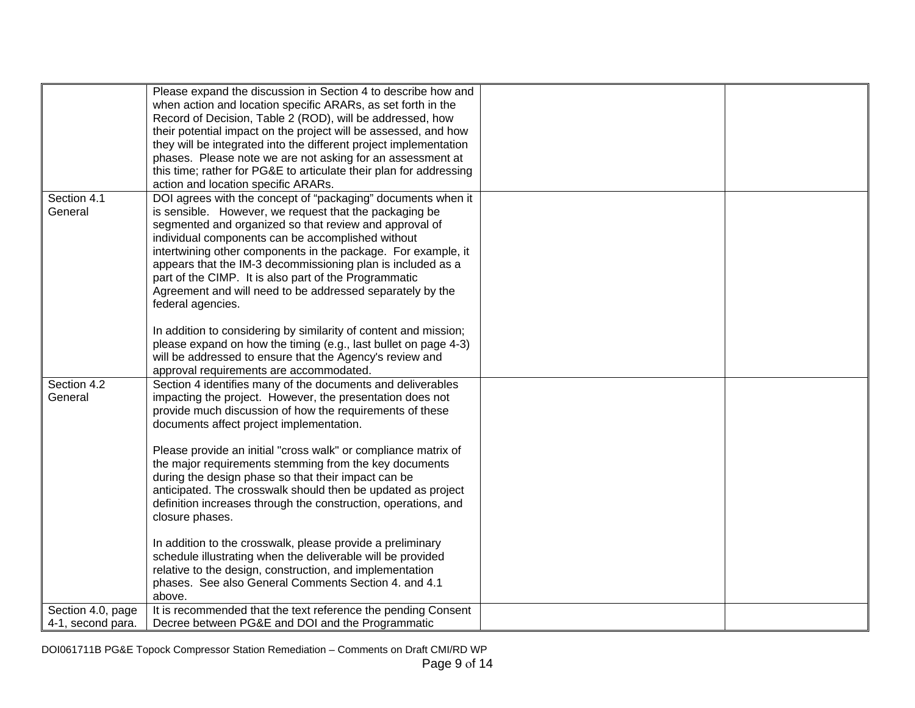|  |  |  |  |
|---|---|---|---|
|  | Please expand the discussion in Section 4 to describe how and when action and location specific ARARs, as set forth in the Record of Decision, Table 2 (ROD), will be addressed, how their potential impact on the project will be assessed, and how they will be integrated into the different project implementation phases. Please note we are not asking for an assessment at this time; rather for PG&E to articulate their plan for addressing action and location specific ARARs. |  |  |
| Section 4.1 General | DOI agrees with the concept of "packaging" documents when it is sensible. However, we request that the packaging be segmented and organized so that review and approval of individual components can be accomplished without intertwining other components in the package. For example, it appears that the IM-3 decommissioning plan is included as a part of the CIMP. It is also part of the Programmatic Agreement and will need to be addressed separately by the federal agencies.<br><br>In addition to considering by similarity of content and mission; please expand on how the timing (e.g., last bullet on page 4-3) will be addressed to ensure that the Agency's review and approval requirements are accommodated. |  |  |
| Section 4.2 General | Section 4 identifies many of the documents and deliverables impacting the project. However, the presentation does not provide much discussion of how the requirements of these documents affect project implementation.<br><br>Please provide an initial "cross walk" or compliance matrix of the major requirements stemming from the key documents during the design phase so that their impact can be anticipated. The crosswalk should then be updated as project definition increases through the construction, operations, and closure phases.<br><br>In addition to the crosswalk, please provide a preliminary schedule illustrating when the deliverable will be provided relative to the design, construction, and implementation phases. See also General Comments Section 4. and 4.1 above. |  |  |
| Section 4.0, page 4-1, second para. | It is recommended that the text reference the pending Consent Decree between PG&E and DOI and the Programmatic |  |  |

DOI061711B PG&E Topock Compressor Station Remediation – Comments on Draft CMI/RD WP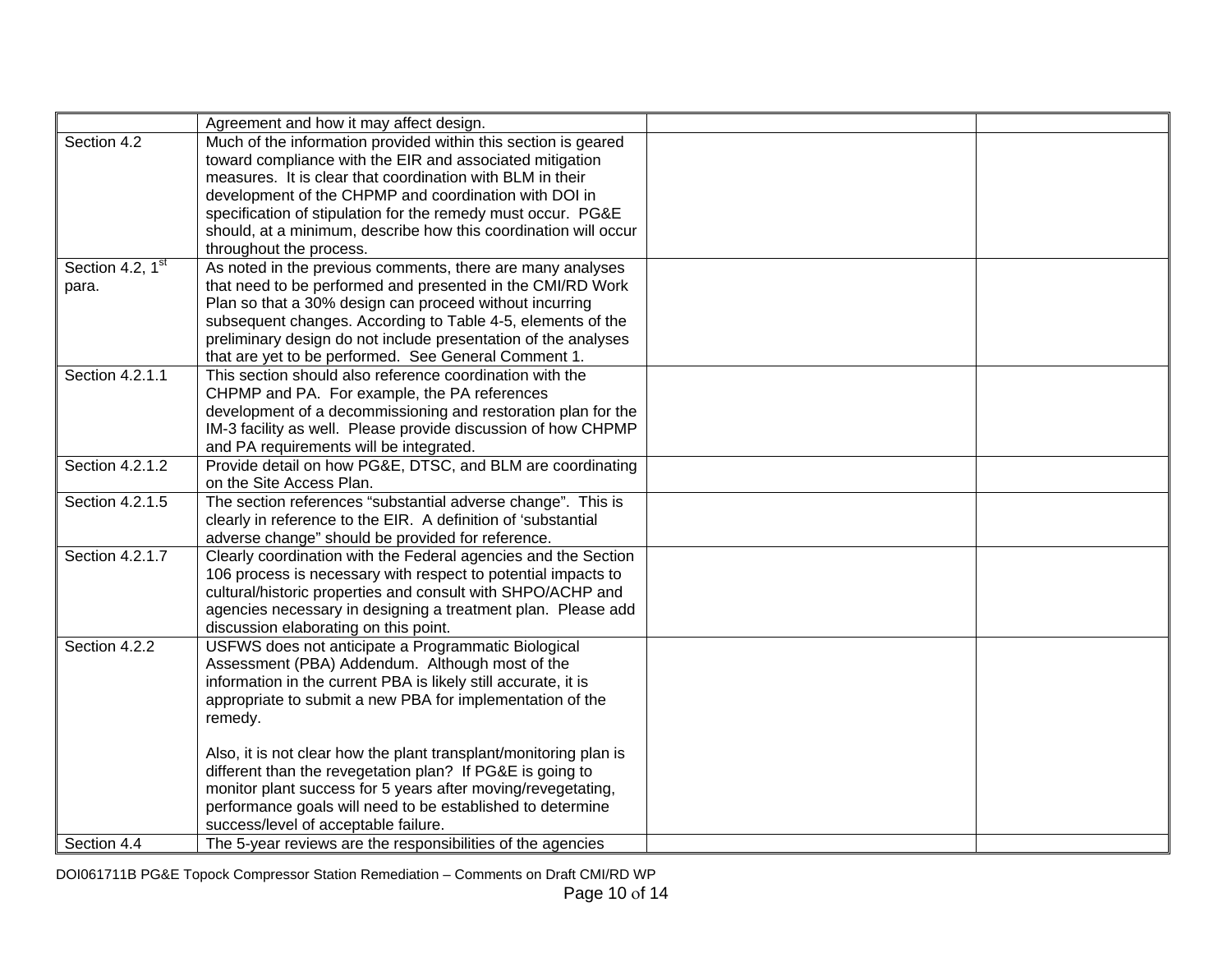| | | | |
|---|---|---|---|
| | Agreement and how it may affect design. | | |
| Section 4.2 | Much of the information provided within this section is geared toward compliance with the EIR and associated mitigation measures. It is clear that coordination with BLM in their development of the CHPMP and coordination with DOI in specification of stipulation for the remedy must occur. PG&E should, at a minimum, describe how this coordination will occur throughout the process. | | |
| Section 4.2, 1st para. | As noted in the previous comments, there are many analyses that need to be performed and presented in the CMI/RD Work Plan so that a 30% design can proceed without incurring subsequent changes. According to Table 4-5, elements of the preliminary design do not include presentation of the analyses that are yet to be performed. See General Comment 1. | | |
| Section 4.2.1.1 | This section should also reference coordination with the CHPMP and PA. For example, the PA references development of a decommissioning and restoration plan for the IM-3 facility as well. Please provide discussion of how CHPMP and PA requirements will be integrated. | | |
| Section 4.2.1.2 | Provide detail on how PG&E, DTSC, and BLM are coordinating on the Site Access Plan. | | |
| Section 4.2.1.5 | The section references “substantial adverse change”. This is clearly in reference to the EIR. A definition of ‘substantial adverse change” should be provided for reference. | | |
| Section 4.2.1.7 | Clearly coordination with the Federal agencies and the Section 106 process is necessary with respect to potential impacts to cultural/historic properties and consult with SHPO/ACHP and agencies necessary in designing a treatment plan. Please add discussion elaborating on this point. | | |
| Section 4.2.2 | USFWS does not anticipate a Programmatic Biological Assessment (PBA) Addendum. Although most of the information in the current PBA is likely still accurate, it is appropriate to submit a new PBA for implementation of the remedy.<br><br>Also, it is not clear how the plant transplant/monitoring plan is different than the revegetation plan? If PG&E is going to monitor plant success for 5 years after moving/revegetating, performance goals will need to be established to determine success/level of acceptable failure. | | |
| Section 4.4 | The 5-year reviews are the responsibilities of the agencies | | |

DOI061711B PG&E Topock Compressor Station Remediation – Comments on Draft CMI/RD WP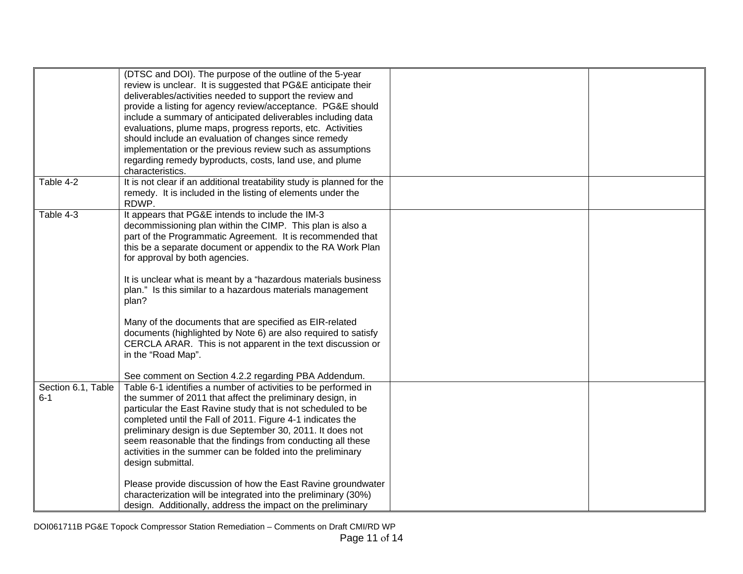| | | | |
|---|---|---|---|
| | (DTSC and DOI). The purpose of the outline of the 5-year review is unclear. It is suggested that PG&E anticipate their deliverables/activities needed to support the review and provide a listing for agency review/acceptance. PG&E should include a summary of anticipated deliverables including data evaluations, plume maps, progress reports, etc. Activities should include an evaluation of changes since remedy implementation or the previous review such as assumptions regarding remedy byproducts, costs, land use, and plume characteristics. | | |
| Table 4-2 | It is not clear if an additional treatability study is planned for the remedy. It is included in the listing of elements under the RDWP. | | |
| Table 4-3 | It appears that PG&E intends to include the IM-3 decommissioning plan within the CIMP. This plan is also a part of the Programmatic Agreement. It is recommended that this be a separate document or appendix to the RA Work Plan for approval by both agencies.<br><br>It is unclear what is meant by a "hazardous materials business plan." Is this similar to a hazardous materials management plan?<br><br>Many of the documents that are specified as EIR-related documents (highlighted by Note 6) are also required to satisfy CERCLA ARAR. This is not apparent in the text discussion or in the "Road Map".<br><br>See comment on Section 4.2.2 regarding PBA Addendum. | | |
| Section 6.1, Table 6-1 | Table 6-1 identifies a number of activities to be performed in the summer of 2011 that affect the preliminary design, in particular the East Ravine study that is not scheduled to be completed until the Fall of 2011. Figure 4-1 indicates the preliminary design is due September 30, 2011. It does not seem reasonable that the findings from conducting all these activities in the summer can be folded into the preliminary design submittal.<br><br>Please provide discussion of how the East Ravine groundwater characterization will be integrated into the preliminary (30%) design. Additionally, address the impact on the preliminary | | |

DOI061711B PG&E Topock Compressor Station Remediation – Comments on Draft CMI/RD WP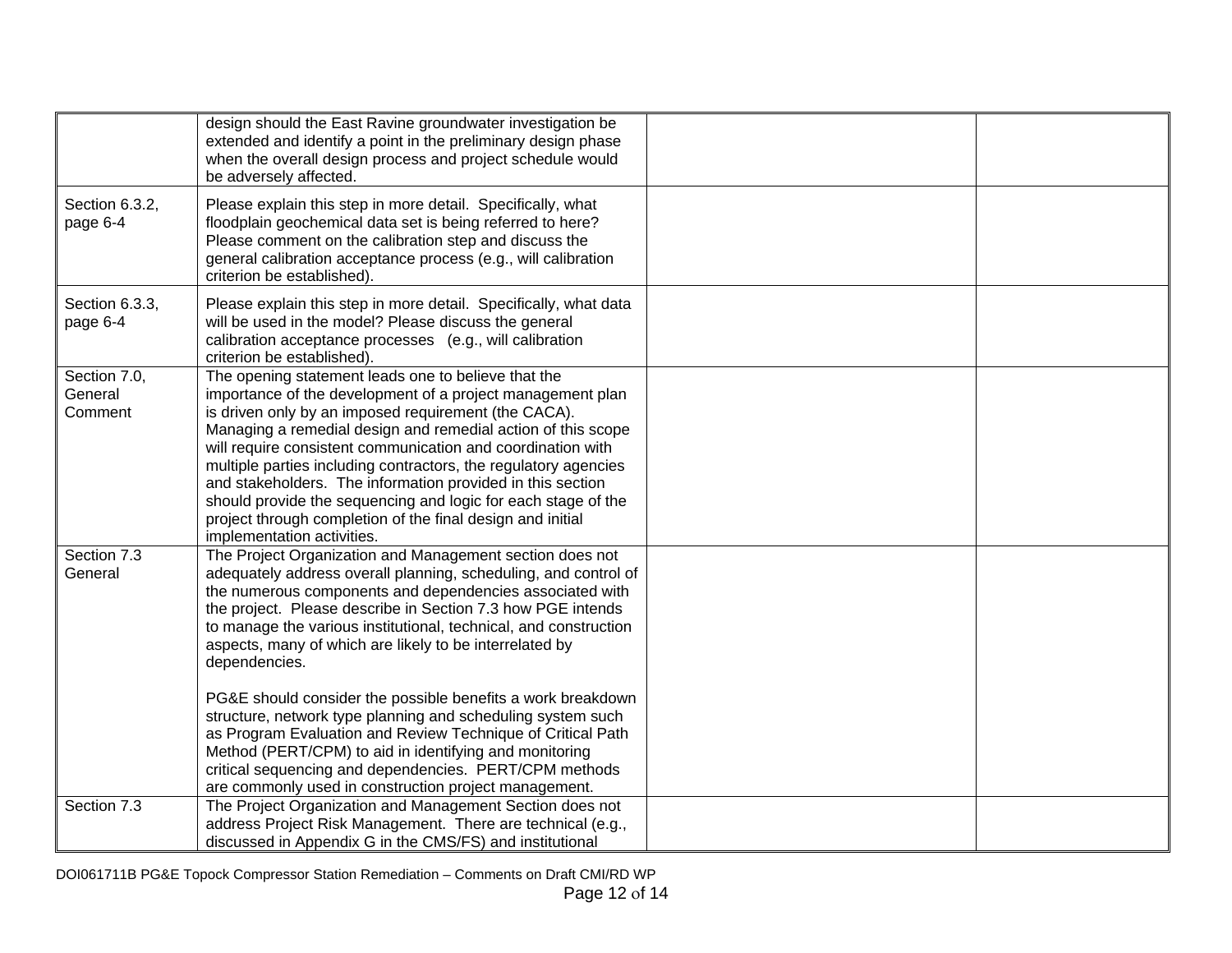| | | | |
|---|---|---|---|
| | design should the East Ravine groundwater investigation be extended and identify a point in the preliminary design phase when the overall design process and project schedule would be adversely affected. | | |
| Section 6.3.2, page 6-4 | Please explain this step in more detail. Specifically, what floodplain geochemical data set is being referred to here? Please comment on the calibration step and discuss the general calibration acceptance process (e.g., will calibration criterion be established). | | |
| Section 6.3.3, page 6-4 | Please explain this step in more detail. Specifically, what data will be used in the model? Please discuss the general calibration acceptance processes (e.g., will calibration criterion be established). | | |
| Section 7.0, General Comment | The opening statement leads one to believe that the importance of the development of a project management plan is driven only by an imposed requirement (the CACA). Managing a remedial design and remedial action of this scope will require consistent communication and coordination with multiple parties including contractors, the regulatory agencies and stakeholders. The information provided in this section should provide the sequencing and logic for each stage of the project through completion of the final design and initial implementation activities. | | |
| Section 7.3 General | The Project Organization and Management section does not adequately address overall planning, scheduling, and control of the numerous components and dependencies associated with the project. Please describe in Section 7.3 how PGE intends to manage the various institutional, technical, and construction aspects, many of which are likely to be interrelated by dependencies.<br><br>PG&E should consider the possible benefits a work breakdown structure, network type planning and scheduling system such as Program Evaluation and Review Technique of Critical Path Method (PERT/CPM) to aid in identifying and monitoring critical sequencing and dependencies. PERT/CPM methods are commonly used in construction project management. | | |
| Section 7.3 | The Project Organization and Management Section does not address Project Risk Management. There are technical (e.g., discussed in Appendix G in the CMS/FS) and institutional | | |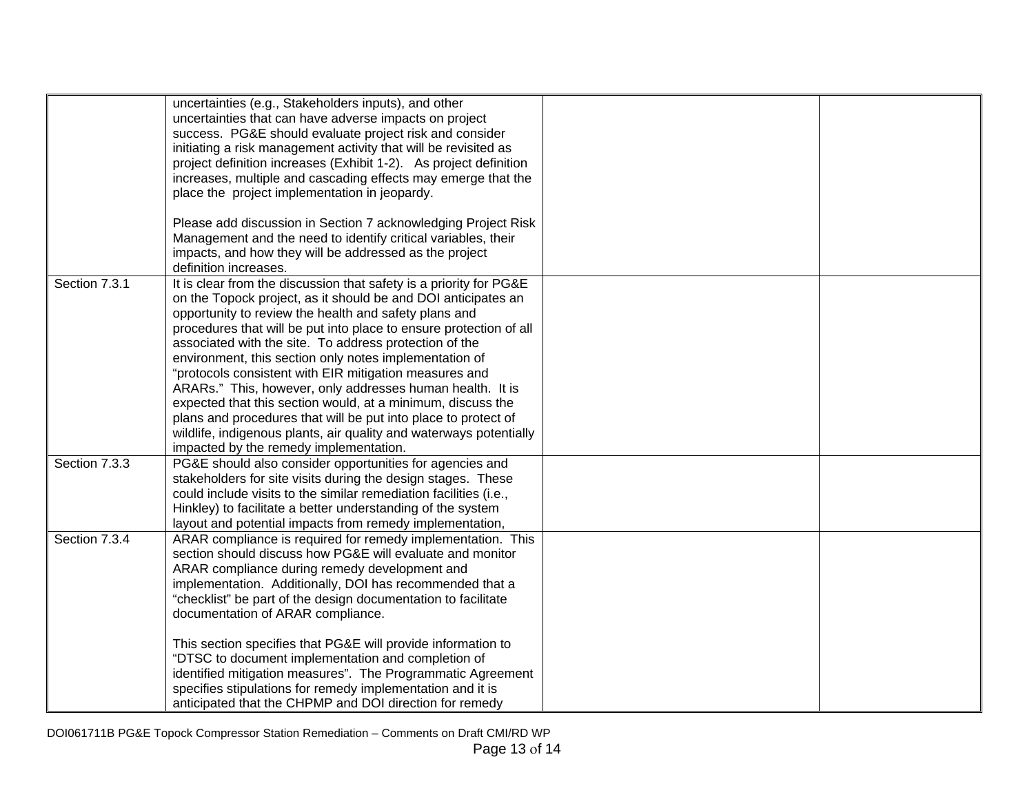| | | | |
|---|---|---|---|
| | uncertainties (e.g., Stakeholders inputs), and other uncertainties that can have adverse impacts on project success. PG&E should evaluate project risk and consider initiating a risk management activity that will be revisited as project definition increases (Exhibit 1-2). As project definition increases, multiple and cascading effects may emerge that the place the project implementation in jeopardy.<br><br>Please add discussion in Section 7 acknowledging Project Risk Management and the need to identify critical variables, their impacts, and how they will be addressed as the project definition increases. | | |
| Section 7.3.1 | It is clear from the discussion that safety is a priority for PG&E on the Topock project, as it should be and DOI anticipates an opportunity to review the health and safety plans and procedures that will be put into place to ensure protection of all associated with the site. To address protection of the environment, this section only notes implementation of "protocols consistent with EIR mitigation measures and ARARs." This, however, only addresses human health. It is expected that this section would, at a minimum, discuss the plans and procedures that will be put into place to protect of wildlife, indigenous plants, air quality and waterways potentially impacted by the remedy implementation. | | |
| Section 7.3.3 | PG&E should also consider opportunities for agencies and stakeholders for site visits during the design stages. These could include visits to the similar remediation facilities (i.e., Hinkley) to facilitate a better understanding of the system layout and potential impacts from remedy implementation, | | |
| Section 7.3.4 | ARAR compliance is required for remedy implementation. This section should discuss how PG&E will evaluate and monitor ARAR compliance during remedy development and implementation. Additionally, DOI has recommended that a "checklist" be part of the design documentation to facilitate documentation of ARAR compliance.<br><br>This section specifies that PG&E will provide information to "DTSC to document implementation and completion of identified mitigation measures". The Programmatic Agreement specifies stipulations for remedy implementation and it is anticipated that the CHPMP and DOI direction for remedy | | |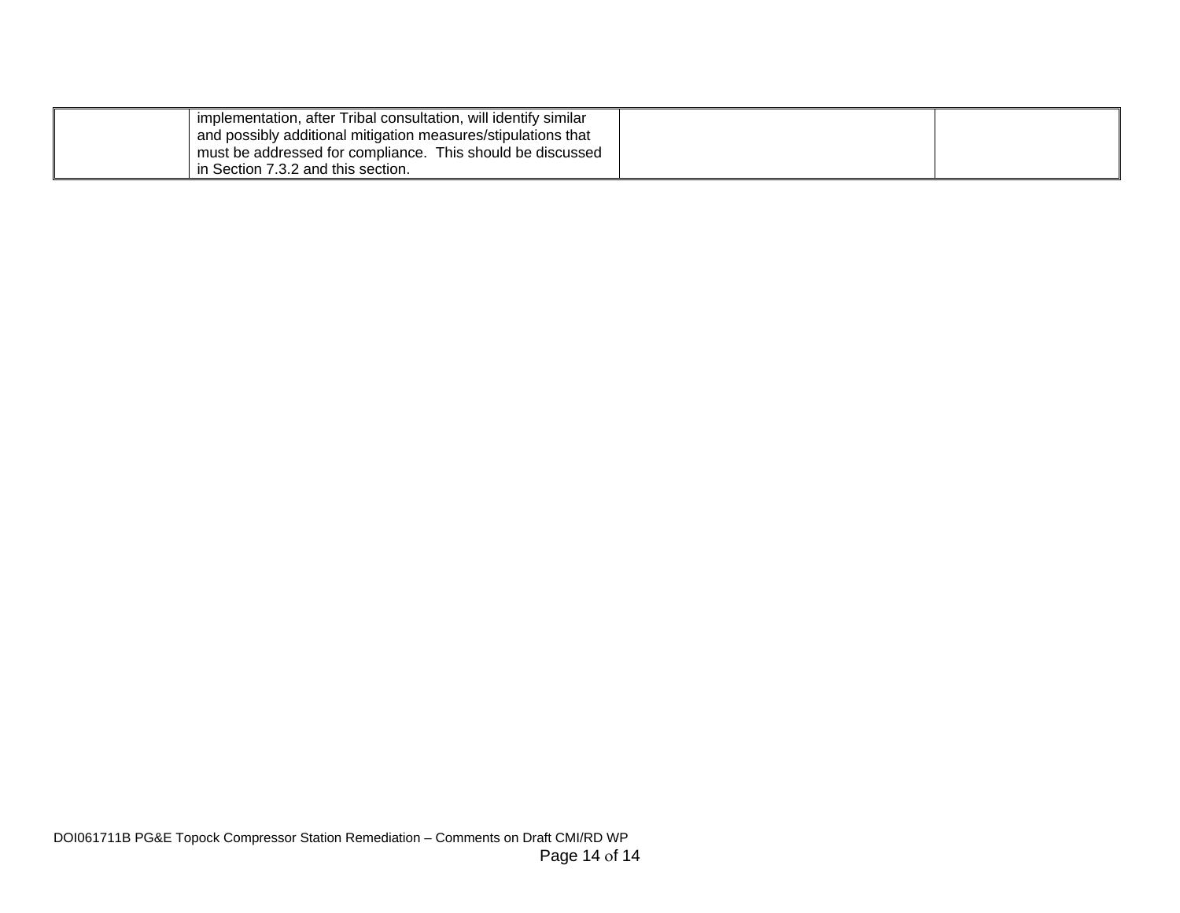| | | | |
|---|---|---|---|
| | implementation, after Tribal consultation, will identify similar and possibly additional mitigation measures/stipulations that must be addressed for compliance. This should be discussed in Section 7.3.2 and this section. | | |